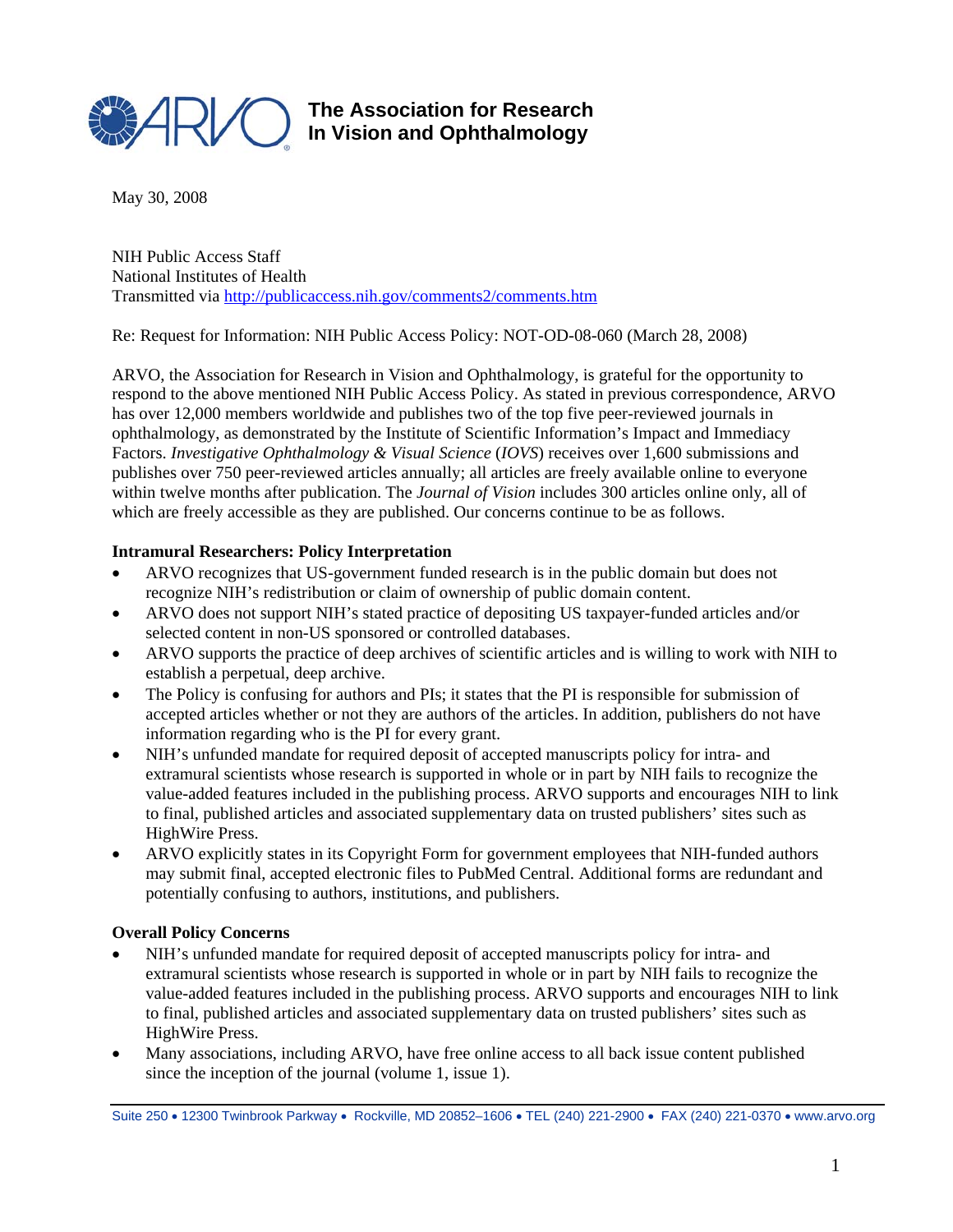**The Association for Research In Vision and Ophthalmology**

May 30, 2008

NIH Public Access Staff
National Institutes of Health
Transmitted via http://publicaccess.nih.gov/comments2/comments.htm

Re: Request for Information: NIH Public Access Policy: NOT-OD-08-060 (March 28, 2008)

ARVO, the Association for Research in Vision and Ophthalmology, is grateful for the opportunity to respond to the above mentioned NIH Public Access Policy. As stated in previous correspondence, ARVO has over 12,000 members worldwide and publishes two of the top five peer-reviewed journals in ophthalmology, as demonstrated by the Institute of Scientific Information's Impact and Immediacy Factors. *Investigative Ophthalmology & Visual Science* (*IOVS*) receives over 1,600 submissions and publishes over 750 peer-reviewed articles annually; all articles are freely available online to everyone within twelve months after publication. The *Journal of Vision* includes 300 articles online only, all of which are freely accessible as they are published. Our concerns continue to be as follows.

**Intramural Researchers: Policy Interpretation**

- ARVO recognizes that US-government funded research is in the public domain but does not recognize NIH's redistribution or claim of ownership of public domain content.
- ARVO does not support NIH's stated practice of depositing US taxpayer-funded articles and/or selected content in non-US sponsored or controlled databases.
- ARVO supports the practice of deep archives of scientific articles and is willing to work with NIH to establish a perpetual, deep archive.
- The Policy is confusing for authors and PIs; it states that the PI is responsible for submission of accepted articles whether or not they are authors of the articles. In addition, publishers do not have information regarding who is the PI for every grant.
- NIH's unfunded mandate for required deposit of accepted manuscripts policy for intra- and extramural scientists whose research is supported in whole or in part by NIH fails to recognize the value-added features included in the publishing process. ARVO supports and encourages NIH to link to final, published articles and associated supplementary data on trusted publishers' sites such as HighWire Press.
- ARVO explicitly states in its Copyright Form for government employees that NIH-funded authors may submit final, accepted electronic files to PubMed Central. Additional forms are redundant and potentially confusing to authors, institutions, and publishers.

**Overall Policy Concerns**

- NIH's unfunded mandate for required deposit of accepted manuscripts policy for intra- and extramural scientists whose research is supported in whole or in part by NIH fails to recognize the value-added features included in the publishing process. ARVO supports and encourages NIH to link to final, published articles and associated supplementary data on trusted publishers' sites such as HighWire Press.
- Many associations, including ARVO, have free online access to all back issue content published since the inception of the journal (volume 1, issue 1).

Suite 250 • 12300 Twinbrook Parkway • Rockville, MD 20852–1606 • TEL (240) 221-2900 • FAX (240) 221-0370 • www.arvo.org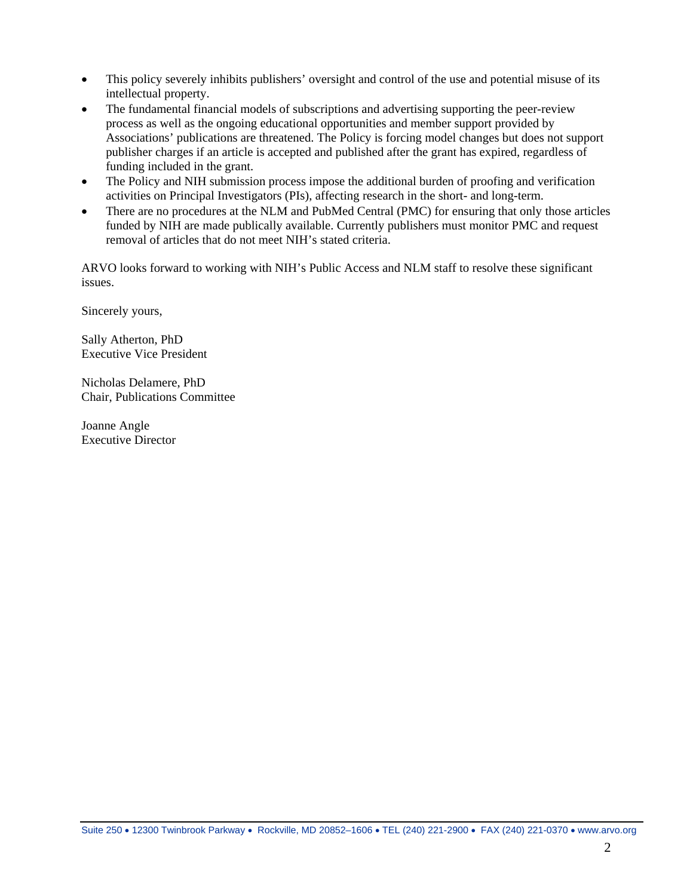- This policy severely inhibits publishers' oversight and control of the use and potential misuse of its intellectual property.
- The fundamental financial models of subscriptions and advertising supporting the peer-review process as well as the ongoing educational opportunities and member support provided by Associations' publications are threatened. The Policy is forcing model changes but does not support publisher charges if an article is accepted and published after the grant has expired, regardless of funding included in the grant.
- The Policy and NIH submission process impose the additional burden of proofing and verification activities on Principal Investigators (PIs), affecting research in the short- and long-term.
- There are no procedures at the NLM and PubMed Central (PMC) for ensuring that only those articles funded by NIH are made publically available. Currently publishers must monitor PMC and request removal of articles that do not meet NIH's stated criteria.

ARVO looks forward to working with NIH's Public Access and NLM staff to resolve these significant issues.

Sincerely yours,

Sally Atherton, PhD
Executive Vice President

Nicholas Delamere, PhD
Chair, Publications Committee

Joanne Angle
Executive Director

Suite 250 • 12300 Twinbrook Parkway • Rockville, MD 20852–1606 • TEL (240) 221-2900 • FAX (240) 221-0370 • www.arvo.org